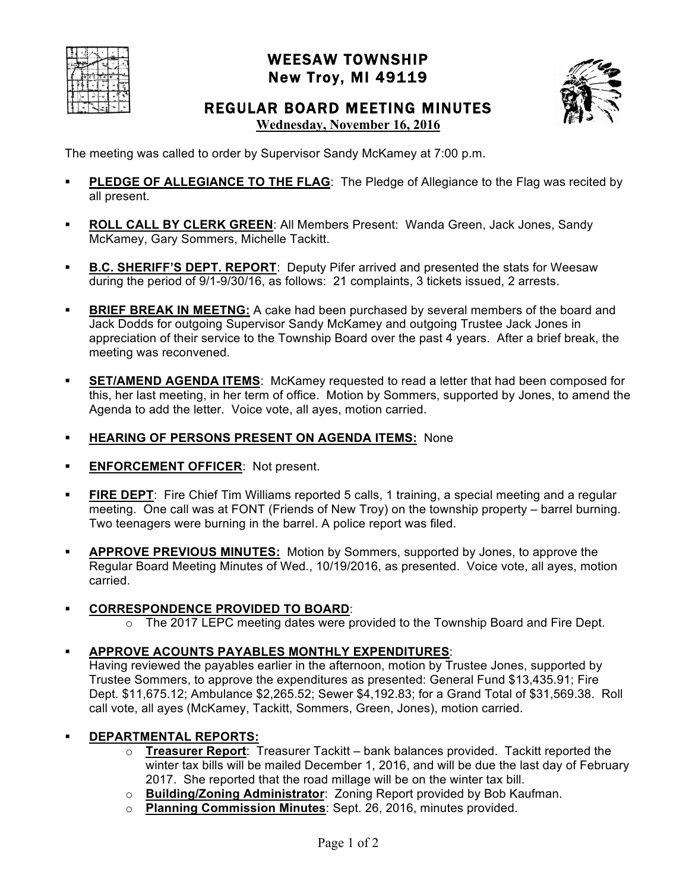# WEESAW TOWNSHIP
## New Troy, MI 49119

## REGULAR BOARD MEETING MINUTES
**Wednesday, November 16, 2016**

The meeting was called to order by Supervisor Sandy McKamey at 7:00 p.m.

- **PLEDGE OF ALLEGIANCE TO THE FLAG**: The Pledge of Allegiance to the Flag was recited by all present.

- **ROLL CALL BY CLERK GREEN**: All Members Present: Wanda Green, Jack Jones, Sandy McKamey, Gary Sommers, Michelle Tackitt.

- **B.C. SHERIFF'S DEPT. REPORT**: Deputy Pifer arrived and presented the stats for Weesaw during the period of 9/1-9/30/16, as follows: 21 complaints, 3 tickets issued, 2 arrests.

- **BRIEF BREAK IN MEETNG:** A cake had been purchased by several members of the board and Jack Dodds for outgoing Supervisor Sandy McKamey and outgoing Trustee Jack Jones in appreciation of their service to the Township Board over the past 4 years. After a brief break, the meeting was reconvened.

- **SET/AMEND AGENDA ITEMS**: McKamey requested to read a letter that had been composed for this, her last meeting, in her term of office. Motion by Sommers, supported by Jones, to amend the Agenda to add the letter. Voice vote, all ayes, motion carried.

- **HEARING OF PERSONS PRESENT ON AGENDA ITEMS:** None

- **ENFORCEMENT OFFICER**: Not present.

- **FIRE DEPT**: Fire Chief Tim Williams reported 5 calls, 1 training, a special meeting and a regular meeting. One call was at FONT (Friends of New Troy) on the township property – barrel burning. Two teenagers were burning in the barrel. A police report was filed.

- **APPROVE PREVIOUS MINUTES:** Motion by Sommers, supported by Jones, to approve the Regular Board Meeting Minutes of Wed., 10/19/2016, as presented. Voice vote, all ayes, motion carried.

- **CORRESPONDENCE PROVIDED TO BOARD**:
  - The 2017 LEPC meeting dates were provided to the Township Board and Fire Dept.

- **APPROVE ACOUNTS PAYABLES MONTHLY EXPENDITURES**:
  Having reviewed the payables earlier in the afternoon, motion by Trustee Jones, supported by Trustee Sommers, to approve the expenditures as presented: General Fund $13,435.91; Fire Dept. $11,675.12; Ambulance $2,265.52; Sewer $4,192.83; for a Grand Total of $31,569.38. Roll call vote, all ayes (McKamey, Tackitt, Sommers, Green, Jones), motion carried.

- **DEPARTMENTAL REPORTS:**
  - **Treasurer Report**: Treasurer Tackitt – bank balances provided. Tackitt reported the winter tax bills will be mailed December 1, 2016, and will be due the last day of February 2017. She reported that the road millage will be on the winter tax bill.
  - **Building/Zoning Administrator**: Zoning Report provided by Bob Kaufman.
  - **Planning Commission Minutes**: Sept. 26, 2016, minutes provided.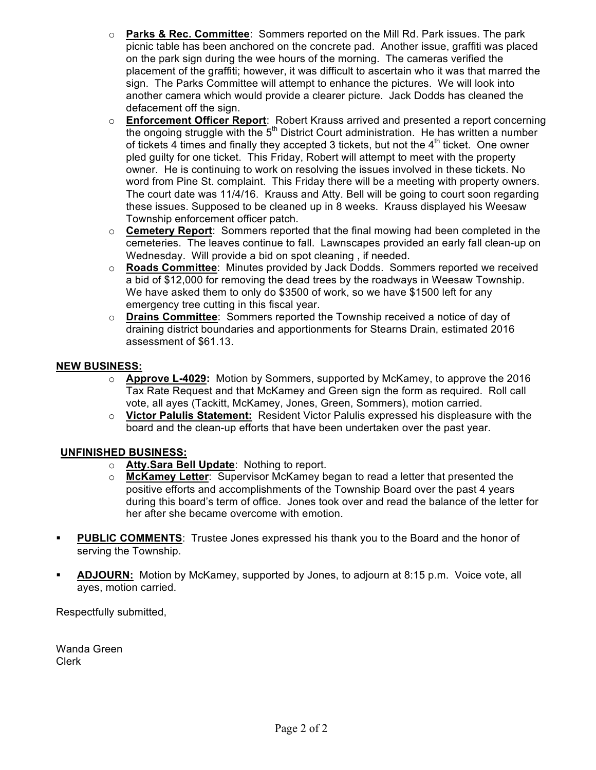- **Parks & Rec. Committee**: Sommers reported on the Mill Rd. Park issues. The park picnic table has been anchored on the concrete pad. Another issue, graffiti was placed on the park sign during the wee hours of the morning. The cameras verified the placement of the graffiti; however, it was difficult to ascertain who it was that marred the sign. The Parks Committee will attempt to enhance the pictures. We will look into another camera which would provide a clearer picture. Jack Dodds has cleaned the defacement off the sign.
- **Enforcement Officer Report**: Robert Krauss arrived and presented a report concerning the ongoing struggle with the 5th District Court administration. He has written a number of tickets 4 times and finally they accepted 3 tickets, but not the 4th ticket. One owner pled guilty for one ticket. This Friday, Robert will attempt to meet with the property owner. He is continuing to work on resolving the issues involved in these tickets. No word from Pine St. complaint. This Friday there will be a meeting with property owners. The court date was 11/4/16. Krauss and Atty. Bell will be going to court soon regarding these issues. Supposed to be cleaned up in 8 weeks. Krauss displayed his Weesaw Township enforcement officer patch.
- **Cemetery Report**: Sommers reported that the final mowing had been completed in the cemeteries. The leaves continue to fall. Lawnscapes provided an early fall clean-up on Wednesday. Will provide a bid on spot cleaning , if needed.
- **Roads Committee**: Minutes provided by Jack Dodds. Sommers reported we received a bid of $12,000 for removing the dead trees by the roadways in Weesaw Township. We have asked them to only do $3500 of work, so we have $1500 left for any emergency tree cutting in this fiscal year.
- **Drains Committee**: Sommers reported the Township received a notice of day of draining district boundaries and apportionments for Stearns Drain, estimated 2016 assessment of $61.13.

**NEW BUSINESS:**

- **Approve L-4029:** Motion by Sommers, supported by McKamey, to approve the 2016 Tax Rate Request and that McKamey and Green sign the form as required. Roll call vote, all ayes (Tackitt, McKamey, Jones, Green, Sommers), motion carried.
- **Victor Palulis Statement:** Resident Victor Palulis expressed his displeasure with the board and the clean-up efforts that have been undertaken over the past year.

**UNFINISHED BUSINESS:**

- **Atty.Sara Bell Update**: Nothing to report.
- **McKamey Letter**: Supervisor McKamey began to read a letter that presented the positive efforts and accomplishments of the Township Board over the past 4 years during this board's term of office. Jones took over and read the balance of the letter for her after she became overcome with emotion.

- **PUBLIC COMMENTS**: Trustee Jones expressed his thank you to the Board and the honor of serving the Township.
- **ADJOURN:** Motion by McKamey, supported by Jones, to adjourn at 8:15 p.m. Voice vote, all ayes, motion carried.

Respectfully submitted,

Wanda Green
Clerk